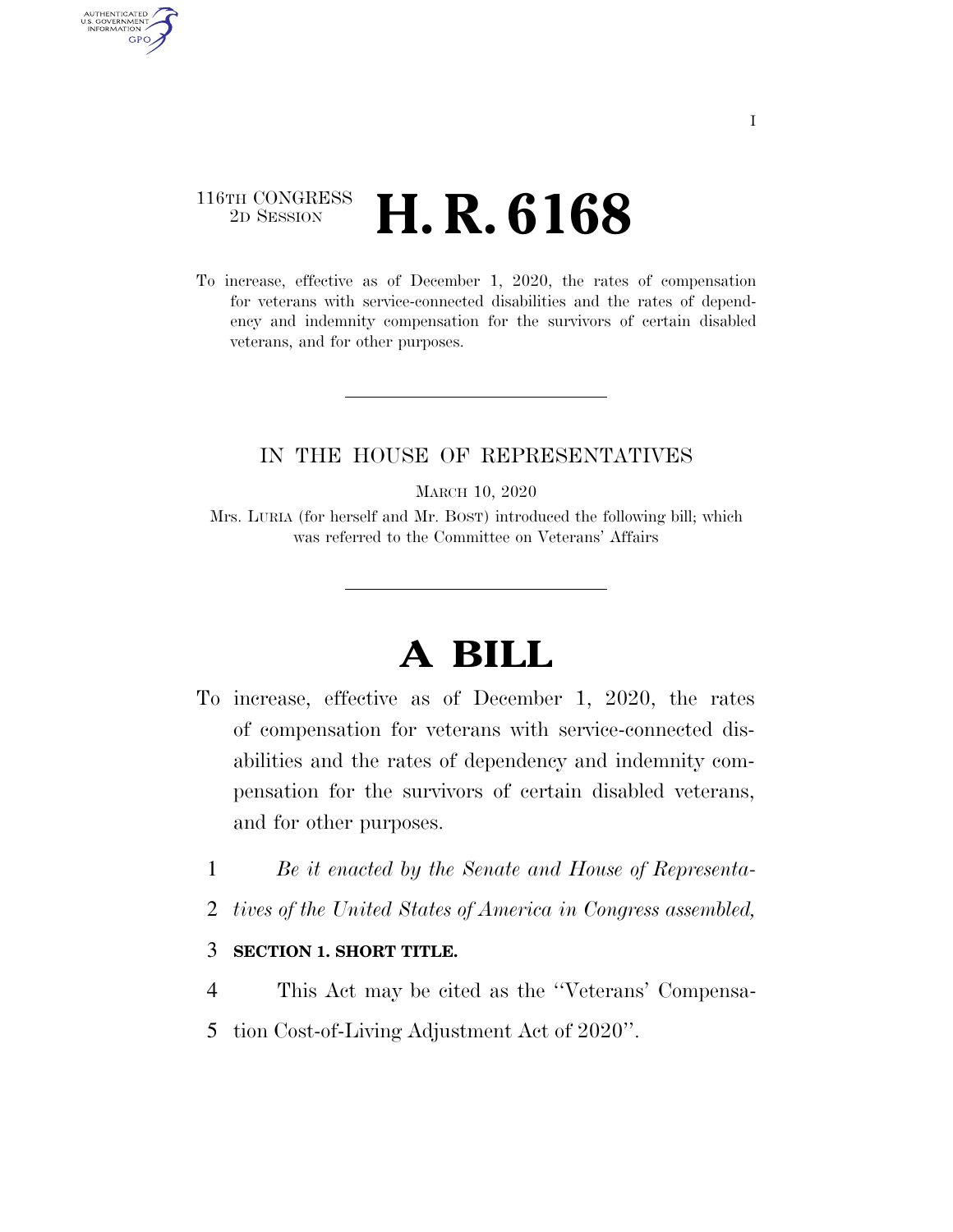116TH CONGRESS
2D SESSION

# H. R. 6168

To increase, effective as of December 1, 2020, the rates of compensation for veterans with service-connected disabilities and the rates of dependency and indemnity compensation for the survivors of certain disabled veterans, and for other purposes.

---

IN THE HOUSE OF REPRESENTATIVES

MARCH 10, 2020

Mrs. LURIA (for herself and Mr. BOST) introduced the following bill; which was referred to the Committee on Veterans' Affairs

---

# A BILL

To increase, effective as of December 1, 2020, the rates of compensation for veterans with service-connected disabilities and the rates of dependency and indemnity compensation for the survivors of certain disabled veterans, and for other purposes.

1 *Be it enacted by the Senate and House of Representa-*
2 *tives of the United States of America in Congress assembled,*

3 **SECTION 1. SHORT TITLE.**

4 This Act may be cited as the ''Veterans' Compensa-
5 tion Cost-of-Living Adjustment Act of 2020''.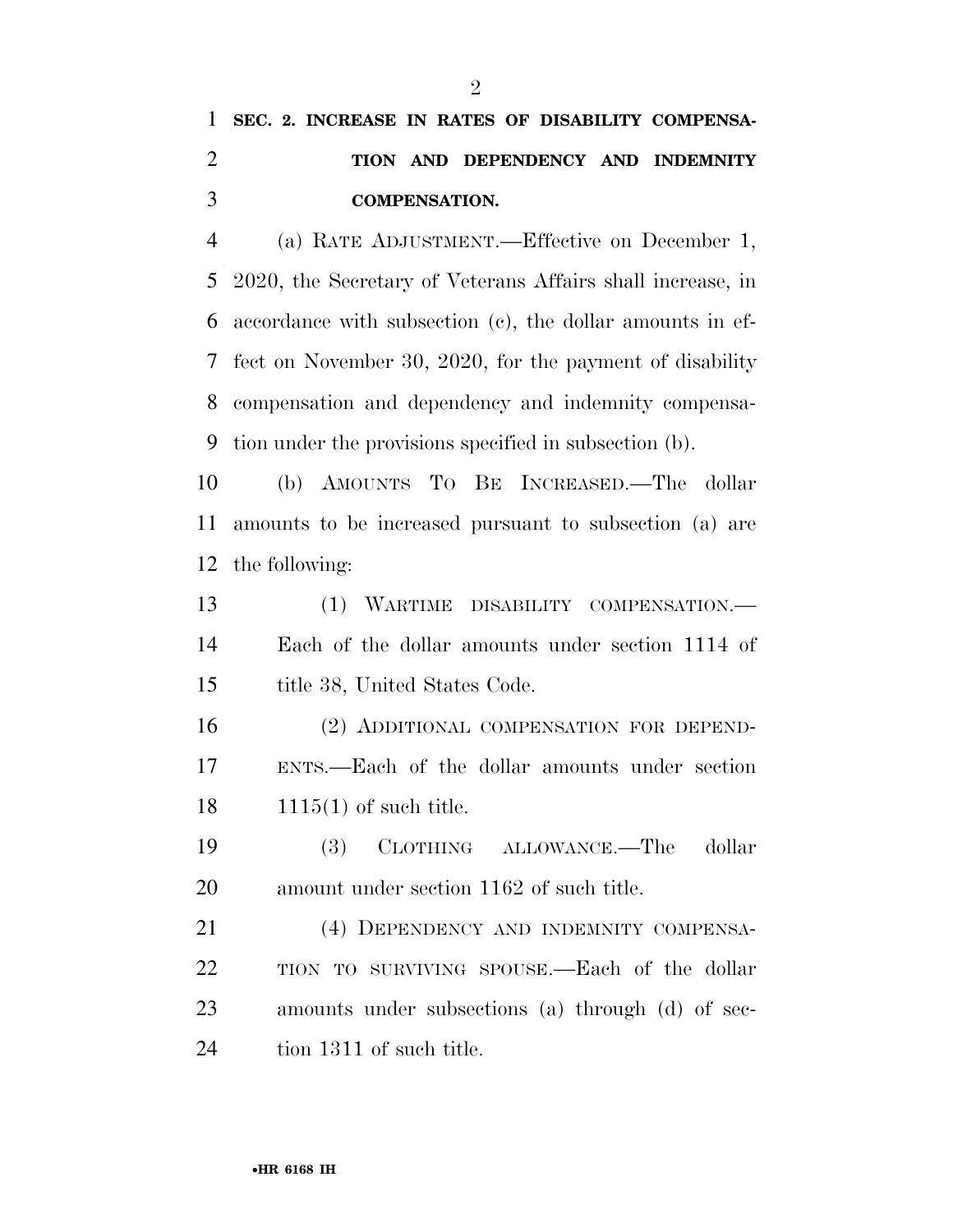**SEC. 2. INCREASE IN RATES OF DISABILITY COMPENSATION AND DEPENDENCY AND INDEMNITY COMPENSATION.**

(a) RATE ADJUSTMENT.—Effective on December 1, 2020, the Secretary of Veterans Affairs shall increase, in accordance with subsection (c), the dollar amounts in effect on November 30, 2020, for the payment of disability compensation and dependency and indemnity compensation under the provisions specified in subsection (b).

(b) AMOUNTS TO BE INCREASED.—The dollar amounts to be increased pursuant to subsection (a) are the following:

(1) WARTIME DISABILITY COMPENSATION.—Each of the dollar amounts under section 1114 of title 38, United States Code.

(2) ADDITIONAL COMPENSATION FOR DEPENDENTS.—Each of the dollar amounts under section 1115(1) of such title.

(3) CLOTHING ALLOWANCE.—The dollar amount under section 1162 of such title.

(4) DEPENDENCY AND INDEMNITY COMPENSATION TO SURVIVING SPOUSE.—Each of the dollar amounts under subsections (a) through (d) of section 1311 of such title.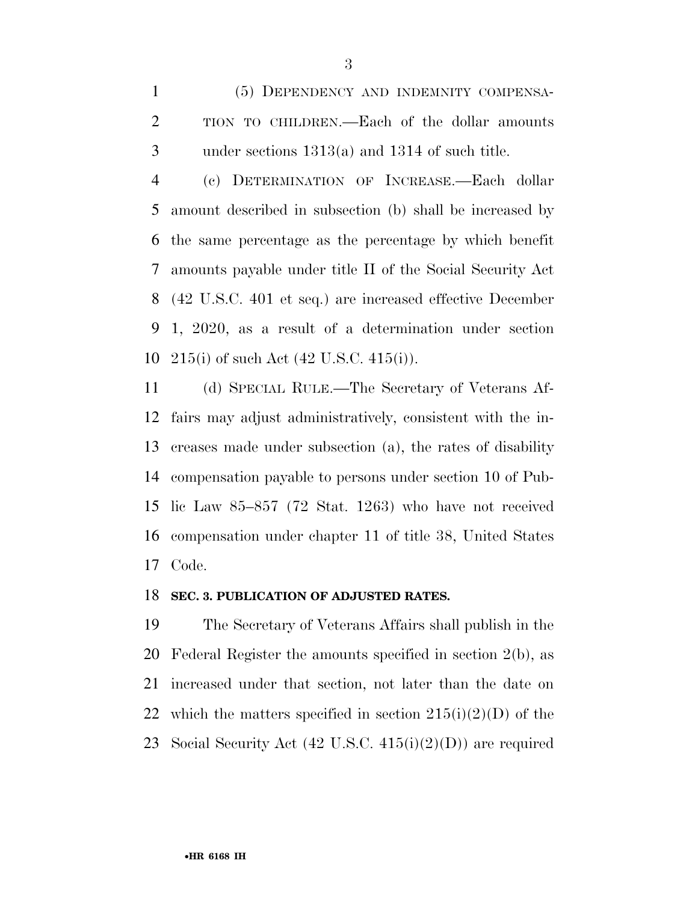(5) DEPENDENCY AND INDEMNITY COMPENSATION TO CHILDREN.—Each of the dollar amounts under sections 1313(a) and 1314 of such title.

(c) DETERMINATION OF INCREASE.—Each dollar amount described in subsection (b) shall be increased by the same percentage as the percentage by which benefit amounts payable under title II of the Social Security Act (42 U.S.C. 401 et seq.) are increased effective December 1, 2020, as a result of a determination under section 215(i) of such Act (42 U.S.C. 415(i)).

(d) SPECIAL RULE.—The Secretary of Veterans Affairs may adjust administratively, consistent with the increases made under subsection (a), the rates of disability compensation payable to persons under section 10 of Public Law 85–857 (72 Stat. 1263) who have not received compensation under chapter 11 of title 38, United States Code.

**SEC. 3. PUBLICATION OF ADJUSTED RATES.**

The Secretary of Veterans Affairs shall publish in the Federal Register the amounts specified in section 2(b), as increased under that section, not later than the date on which the matters specified in section 215(i)(2)(D) of the Social Security Act (42 U.S.C. 415(i)(2)(D)) are required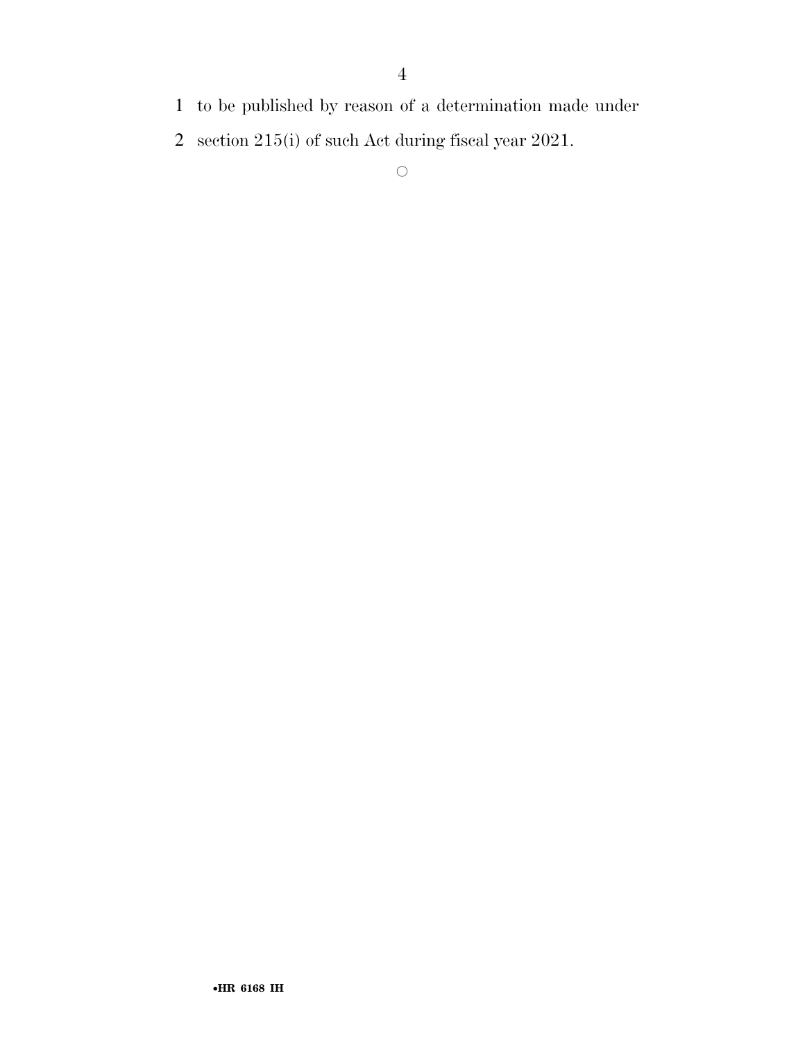to be published by reason of a determination made under section 215(i) of such Act during fiscal year 2021.

○